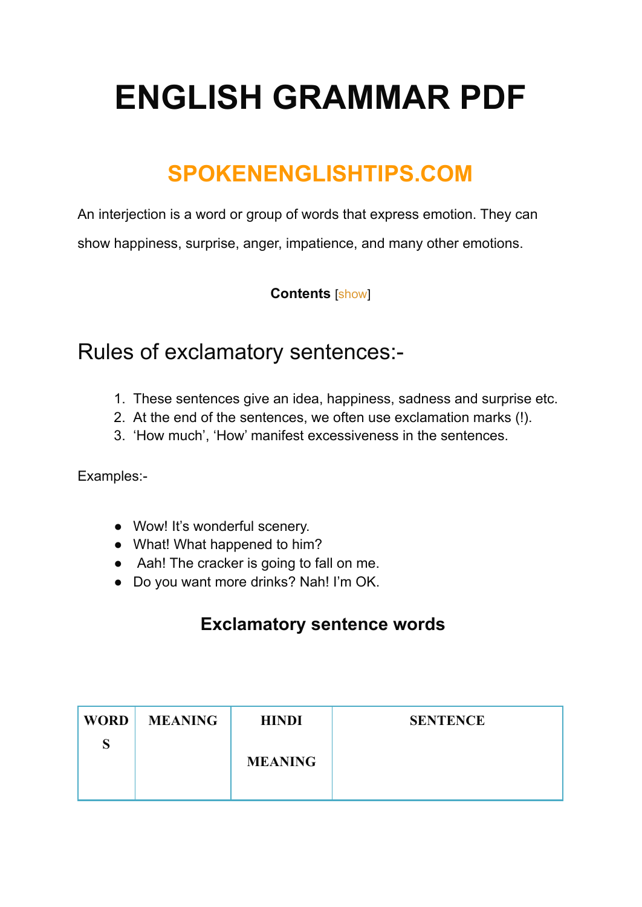# ENGLISH GRAMMAR PDF

## SPOKENENGLISHTIPS.COM

An interjection is a word or group of words that express emotion. They can show happiness, surprise, anger, impatience, and many other emotions.

**Contents** [show]

## Rules of exclamatory sentences:-

1. These sentences give an idea, happiness, sadness and surprise etc.
2. At the end of the sentences, we often use exclamation marks (!).
3. 'How much', 'How' manifest excessiveness in the sentences.

Examples:-

- Wow! It's wonderful scenery.
- What! What happened to him?
- Aah! The cracker is going to fall on me.
- Do you want more drinks? Nah! I'm OK.

### Exclamatory sentence words

| WORDS | MEANING | HINDI MEANING | SENTENCE |
| --- | --- | --- | --- |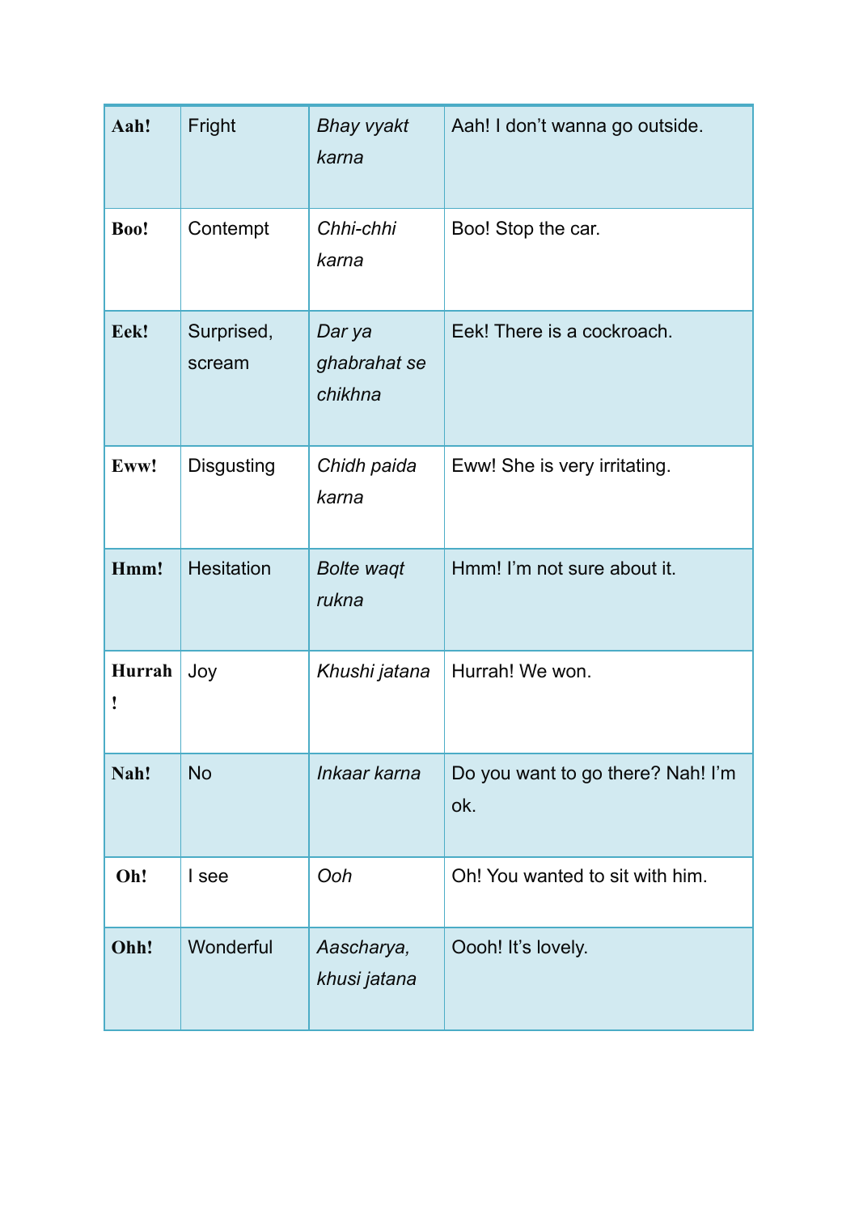| **Aah!** | Fright | *Bhay vyakt karna* | Aah! I don't wanna go outside. |
|---|---|---|---|
| **Boo!** | Contempt | *Chhi-chhi karna* | Boo! Stop the car. |
| **Eek!** | Surprised, scream | *Dar ya ghabrahat se chikhna* | Eek! There is a cockroach. |
| **Eww!** | Disgusting | *Chidh paida karna* | Eww! She is very irritating. |
| **Hmm!** | Hesitation | *Bolte waqt rukna* | Hmm! I'm not sure about it. |
| **Hurrah!** | Joy | *Khushi jatana* | Hurrah! We won. |
| **Nah!** | No | *Inkaar karna* | Do you want to go there? Nah! I'm ok. |
| **Oh!** | I see | *Ooh* | Oh! You wanted to sit with him. |
| **Ohh!** | Wonderful | *Aascharya, khusi jatana* | Oooh! It's lovely. |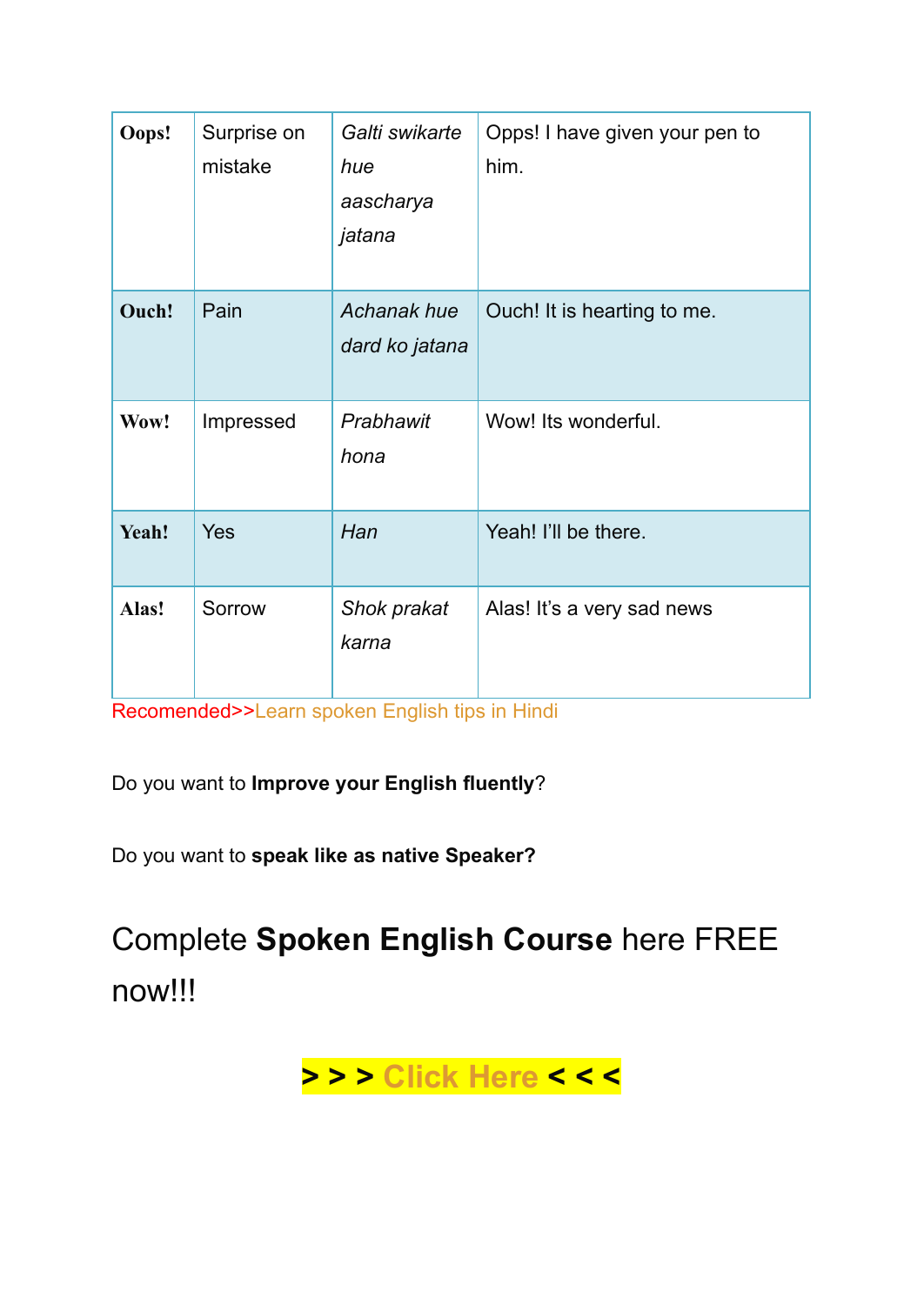| | | | |
|---|---|---|---|
| **Oops!** | Surprise on mistake | *Galti swikarte hue aascharya jatana* | Opps! I have given your pen to him. |
| **Ouch!** | Pain | *Achanak hue dard ko jatana* | Ouch! It is hearting to me. |
| **Wow!** | Impressed | *Prabhawit hona* | Wow! Its wonderful. |
| **Yeah!** | Yes | *Han* | Yeah! I'll be there. |
| **Alas!** | Sorrow | *Shok prakat karna* | Alas! It's a very sad news |

Recomended>>Learn spoken English tips in Hindi

Do you want to **Improve your English fluently**?

Do you want to **speak like as native Speaker?**

## Complete **Spoken English Course** here FREE now!!!

**> > > Click Here < < <**